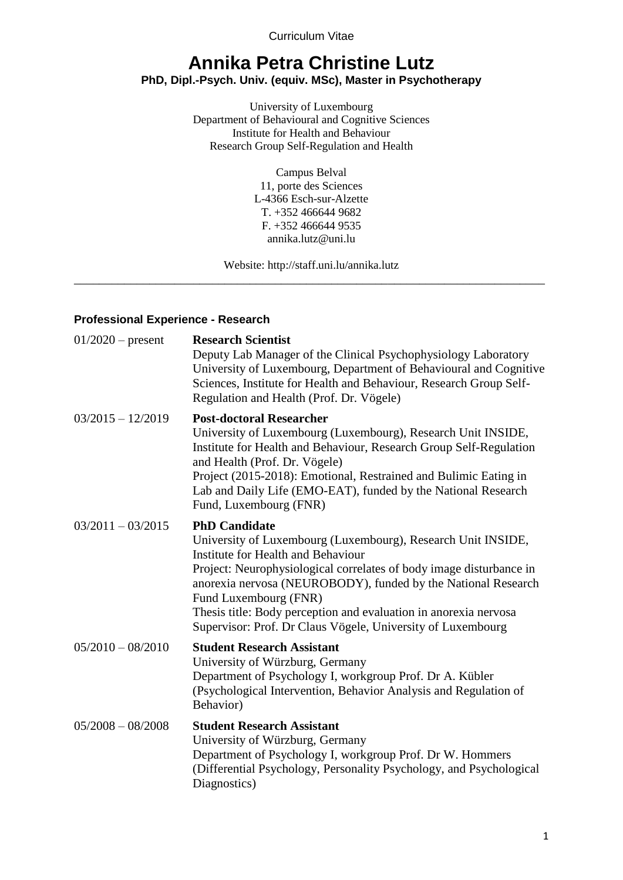Curriculum Vitae

# Annika Petra Christine Lutz

**PhD, Dipl.-Psych. Univ. (equiv. MSc), Master in Psychotherapy**

University of Luxembourg
Department of Behavioural and Cognitive Sciences
Institute for Health and Behaviour
Research Group Self-Regulation and Health

Campus Belval
11, porte des Sciences
L-4366 Esch-sur-Alzette
T. +352 466644 9682
F. +352 466644 9535
annika.lutz@uni.lu

Website: http://staff.uni.lu/annika.lutz

---

## Professional Experience - Research

| | |
|---|---|
| 01/2020 – present | **Research Scientist**<br>Deputy Lab Manager of the Clinical Psychophysiology Laboratory<br>University of Luxembourg, Department of Behavioural and Cognitive Sciences, Institute for Health and Behaviour, Research Group Self-Regulation and Health (Prof. Dr. Vögele) |
| 03/2015 – 12/2019 | **Post-doctoral Researcher**<br>University of Luxembourg (Luxembourg), Research Unit INSIDE, Institute for Health and Behaviour, Research Group Self-Regulation and Health (Prof. Dr. Vögele)<br>Project (2015-2018): Emotional, Restrained and Bulimic Eating in Lab and Daily Life (EMO-EAT), funded by the National Research Fund, Luxembourg (FNR) |
| 03/2011 – 03/2015 | **PhD Candidate**<br>University of Luxembourg (Luxembourg), Research Unit INSIDE, Institute for Health and Behaviour<br>Project: Neurophysiological correlates of body image disturbance in anorexia nervosa (NEUROBODY), funded by the National Research Fund Luxembourg (FNR)<br>Thesis title: Body perception and evaluation in anorexia nervosa<br>Supervisor: Prof. Dr Claus Vögele, University of Luxembourg |
| 05/2010 – 08/2010 | **Student Research Assistant**<br>University of Würzburg, Germany<br>Department of Psychology I, workgroup Prof. Dr A. Kübler (Psychological Intervention, Behavior Analysis and Regulation of Behavior) |
| 05/2008 – 08/2008 | **Student Research Assistant**<br>University of Würzburg, Germany<br>Department of Psychology I, workgroup Prof. Dr W. Hommers (Differential Psychology, Personality Psychology, and Psychological Diagnostics) |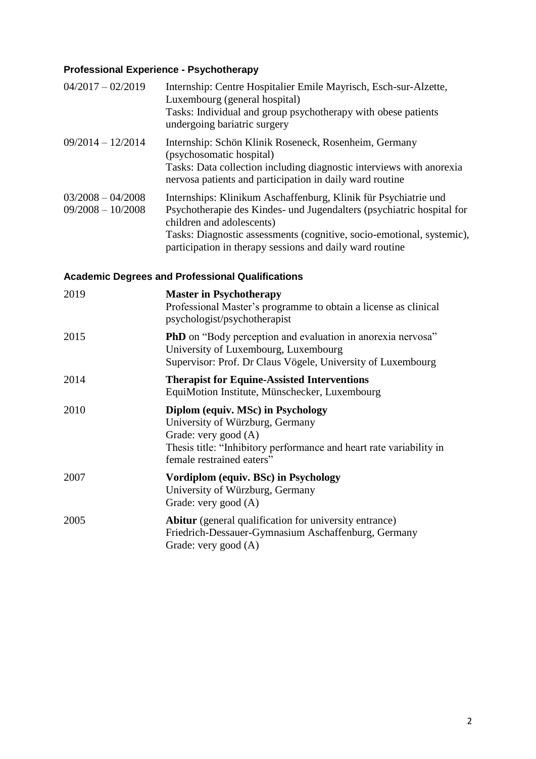## Professional Experience - Psychotherapy

| | |
|---|---|
| 04/2017 – 02/2019 | Internship: Centre Hospitalier Emile Mayrisch, Esch-sur-Alzette, Luxembourg (general hospital)<br>Tasks: Individual and group psychotherapy with obese patients undergoing bariatric surgery |
| 09/2014 – 12/2014 | Internship: Schön Klinik Roseneck, Rosenheim, Germany (psychosomatic hospital)<br>Tasks: Data collection including diagnostic interviews with anorexia nervosa patients and participation in daily ward routine |
| 03/2008 – 04/2008<br>09/2008 – 10/2008 | Internships: Klinikum Aschaffenburg, Klinik für Psychiatrie und Psychotherapie des Kindes- und Jugendalters (psychiatric hospital for children and adolescents)<br>Tasks: Diagnostic assessments (cognitive, socio-emotional, systemic), participation in therapy sessions and daily ward routine |

## Academic Degrees and Professional Qualifications

| | |
|---|---|
| 2019 | **Master in Psychotherapy**<br>Professional Master's programme to obtain a license as clinical psychologist/psychotherapist |
| 2015 | **PhD** on "Body perception and evaluation in anorexia nervosa"<br>University of Luxembourg, Luxembourg<br>Supervisor: Prof. Dr Claus Vögele, University of Luxembourg |
| 2014 | **Therapist for Equine-Assisted Interventions**<br>EquiMotion Institute, Münschecker, Luxembourg |
| 2010 | **Diplom (equiv. MSc) in Psychology**<br>University of Würzburg, Germany<br>Grade: very good (A)<br>Thesis title: "Inhibitory performance and heart rate variability in female restrained eaters" |
| 2007 | **Vordiplom (equiv. BSc) in Psychology**<br>University of Würzburg, Germany<br>Grade: very good (A) |
| 2005 | **Abitur** (general qualification for university entrance)<br>Friedrich-Dessauer-Gymnasium Aschaffenburg, Germany<br>Grade: very good (A) |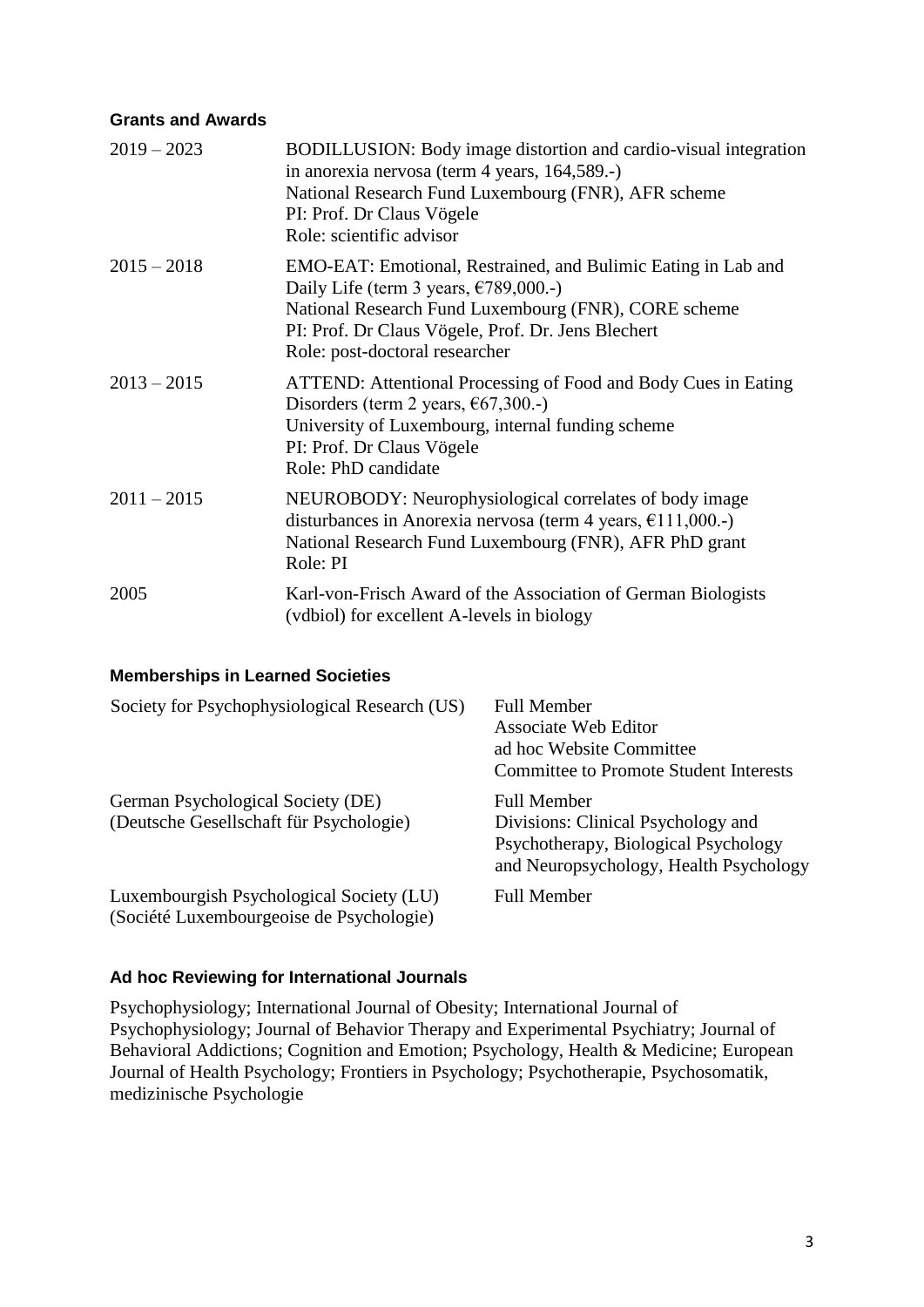### Grants and Awards

| | |
|---|---|
| 2019 – 2023 | BODILLUSION: Body image distortion and cardio-visual integration in anorexia nervosa (term 4 years, 164,589.-)<br>National Research Fund Luxembourg (FNR), AFR scheme<br>PI: Prof. Dr Claus Vögele<br>Role: scientific advisor |
| 2015 – 2018 | EMO-EAT: Emotional, Restrained, and Bulimic Eating in Lab and Daily Life (term 3 years, €789,000.-)<br>National Research Fund Luxembourg (FNR), CORE scheme<br>PI: Prof. Dr Claus Vögele, Prof. Dr. Jens Blechert<br>Role: post-doctoral researcher |
| 2013 – 2015 | ATTEND: Attentional Processing of Food and Body Cues in Eating Disorders (term 2 years, €67,300.-)<br>University of Luxembourg, internal funding scheme<br>PI: Prof. Dr Claus Vögele<br>Role: PhD candidate |
| 2011 – 2015 | NEUROBODY: Neurophysiological correlates of body image disturbances in Anorexia nervosa (term 4 years, €111,000.-)<br>National Research Fund Luxembourg (FNR), AFR PhD grant<br>Role: PI |
| 2005 | Karl-von-Frisch Award of the Association of German Biologists (vdbiol) for excellent A-levels in biology |

### Memberships in Learned Societies

| | |
|---|---|
| Society for Psychophysiological Research (US) | Full Member<br>Associate Web Editor<br>ad hoc Website Committee<br>Committee to Promote Student Interests |
| German Psychological Society (DE)<br>(Deutsche Gesellschaft für Psychologie) | Full Member<br>Divisions: Clinical Psychology and Psychotherapy, Biological Psychology and Neuropsychology, Health Psychology |
| Luxembourgish Psychological Society (LU)<br>(Société Luxembourgeoise de Psychologie) | Full Member |

### Ad hoc Reviewing for International Journals

Psychophysiology; International Journal of Obesity; International Journal of Psychophysiology; Journal of Behavior Therapy and Experimental Psychiatry; Journal of Behavioral Addictions; Cognition and Emotion; Psychology, Health & Medicine; European Journal of Health Psychology; Frontiers in Psychology; Psychotherapie, Psychosomatik, medizinische Psychologie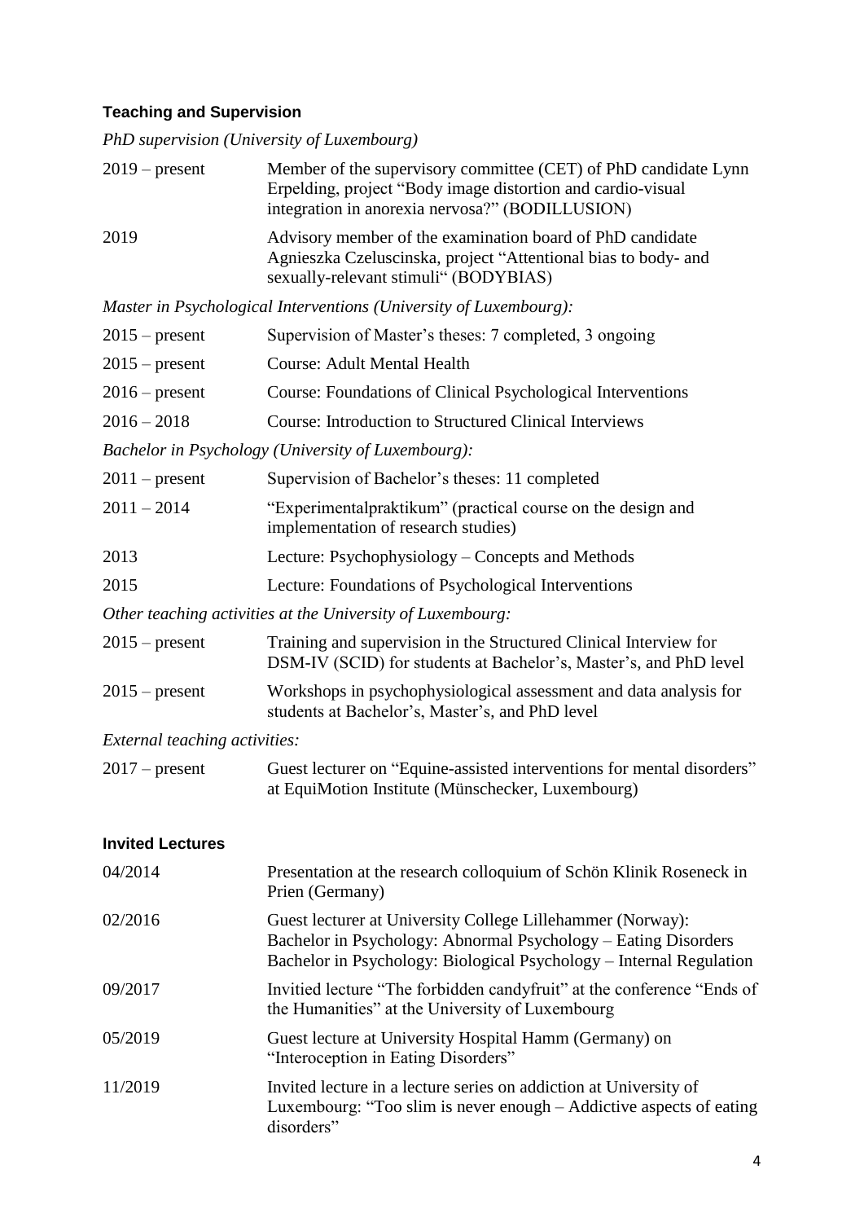### Teaching and Supervision

*PhD supervision (University of Luxembourg)*

| | |
|---|---|
| 2019 – present | Member of the supervisory committee (CET) of PhD candidate Lynn Erpelding, project "Body image distortion and cardio-visual integration in anorexia nervosa?" (BODILLUSION) |
| 2019 | Advisory member of the examination board of PhD candidate Agnieszka Czeluscinska, project "Attentional bias to body- and sexually-relevant stimuli" (BODYBIAS) |

*Master in Psychological Interventions (University of Luxembourg):*

| | |
|---|---|
| 2015 – present | Supervision of Master's theses: 7 completed, 3 ongoing |
| 2015 – present | Course: Adult Mental Health |
| 2016 – present | Course: Foundations of Clinical Psychological Interventions |
| 2016 – 2018 | Course: Introduction to Structured Clinical Interviews |

*Bachelor in Psychology (University of Luxembourg):*

| | |
|---|---|
| 2011 – present | Supervision of Bachelor's theses: 11 completed |
| 2011 – 2014 | "Experimentalpraktikum" (practical course on the design and implementation of research studies) |
| 2013 | Lecture: Psychophysiology – Concepts and Methods |
| 2015 | Lecture: Foundations of Psychological Interventions |

*Other teaching activities at the University of Luxembourg:*

| | |
|---|---|
| 2015 – present | Training and supervision in the Structured Clinical Interview for DSM-IV (SCID) for students at Bachelor's, Master's, and PhD level |
| 2015 – present | Workshops in psychophysiological assessment and data analysis for students at Bachelor's, Master's, and PhD level |

*External teaching activities:*

| | |
|---|---|
| 2017 – present | Guest lecturer on "Equine-assisted interventions for mental disorders" at EquiMotion Institute (Münschecker, Luxembourg) |

### Invited Lectures

| | |
|---|---|
| 04/2014 | Presentation at the research colloquium of Schön Klinik Roseneck in Prien (Germany) |
| 02/2016 | Guest lecturer at University College Lillehammer (Norway): Bachelor in Psychology: Abnormal Psychology – Eating Disorders Bachelor in Psychology: Biological Psychology – Internal Regulation |
| 09/2017 | Invitied lecture "The forbidden candyfruit" at the conference "Ends of the Humanities" at the University of Luxembourg |
| 05/2019 | Guest lecture at University Hospital Hamm (Germany) on "Interoception in Eating Disorders" |
| 11/2019 | Invited lecture in a lecture series on addiction at University of Luxembourg: "Too slim is never enough – Addictive aspects of eating disorders" |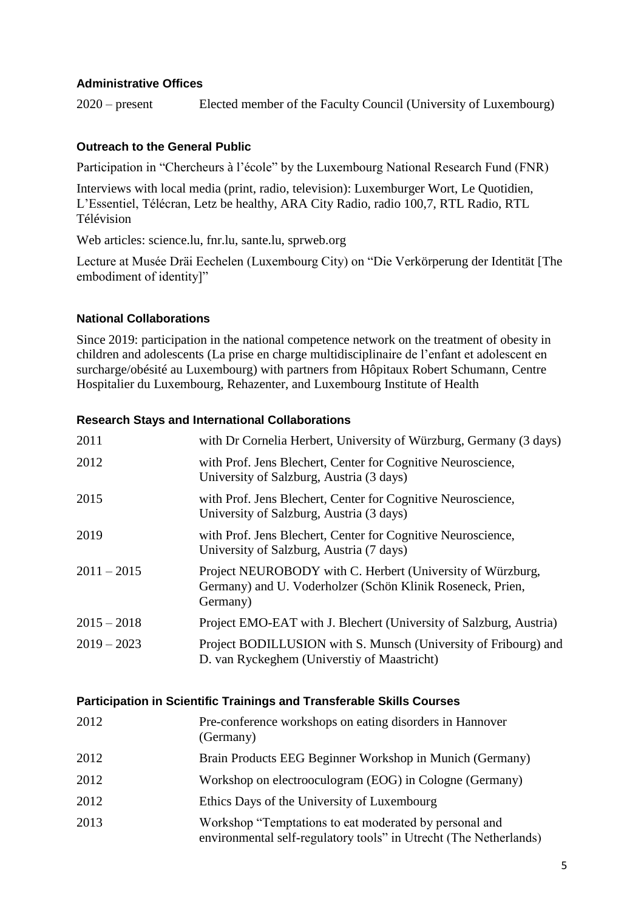### Administrative Offices

| | |
|---|---|
| 2020 – present | Elected member of the Faculty Council (University of Luxembourg) |

### Outreach to the General Public

Participation in "Chercheurs à l'école" by the Luxembourg National Research Fund (FNR)

Interviews with local media (print, radio, television): Luxemburger Wort, Le Quotidien, L'Essentiel, Télécran, Letz be healthy, ARA City Radio, radio 100,7, RTL Radio, RTL Télévision

Web articles: science.lu, fnr.lu, sante.lu, sprweb.org

Lecture at Musée Dräi Eechelen (Luxembourg City) on "Die Verkörperung der Identität [The embodiment of identity]"

### National Collaborations

Since 2019: participation in the national competence network on the treatment of obesity in children and adolescents (La prise en charge multidisciplinaire de l'enfant et adolescent en surcharge/obésité au Luxembourg) with partners from Hôpitaux Robert Schumann, Centre Hospitalier du Luxembourg, Rehazenter, and Luxembourg Institute of Health

### Research Stays and International Collaborations

| | |
|---|---|
| 2011 | with Dr Cornelia Herbert, University of Würzburg, Germany (3 days) |
| 2012 | with Prof. Jens Blechert, Center for Cognitive Neuroscience, University of Salzburg, Austria (3 days) |
| 2015 | with Prof. Jens Blechert, Center for Cognitive Neuroscience, University of Salzburg, Austria (3 days) |
| 2019 | with Prof. Jens Blechert, Center for Cognitive Neuroscience, University of Salzburg, Austria (7 days) |
| 2011 – 2015 | Project NEUROBODY with C. Herbert (University of Würzburg, Germany) and U. Voderholzer (Schön Klinik Roseneck, Prien, Germany) |
| 2015 – 2018 | Project EMO-EAT with J. Blechert (University of Salzburg, Austria) |
| 2019 – 2023 | Project BODILLUSION with S. Munsch (University of Fribourg) and D. van Ryckeghem (Universtiy of Maastricht) |

### Participation in Scientific Trainings and Transferable Skills Courses

| | |
|---|---|
| 2012 | Pre-conference workshops on eating disorders in Hannover (Germany) |
| 2012 | Brain Products EEG Beginner Workshop in Munich (Germany) |
| 2012 | Workshop on electrooculogram (EOG) in Cologne (Germany) |
| 2012 | Ethics Days of the University of Luxembourg |
| 2013 | Workshop "Temptations to eat moderated by personal and environmental self-regulatory tools" in Utrecht (The Netherlands) |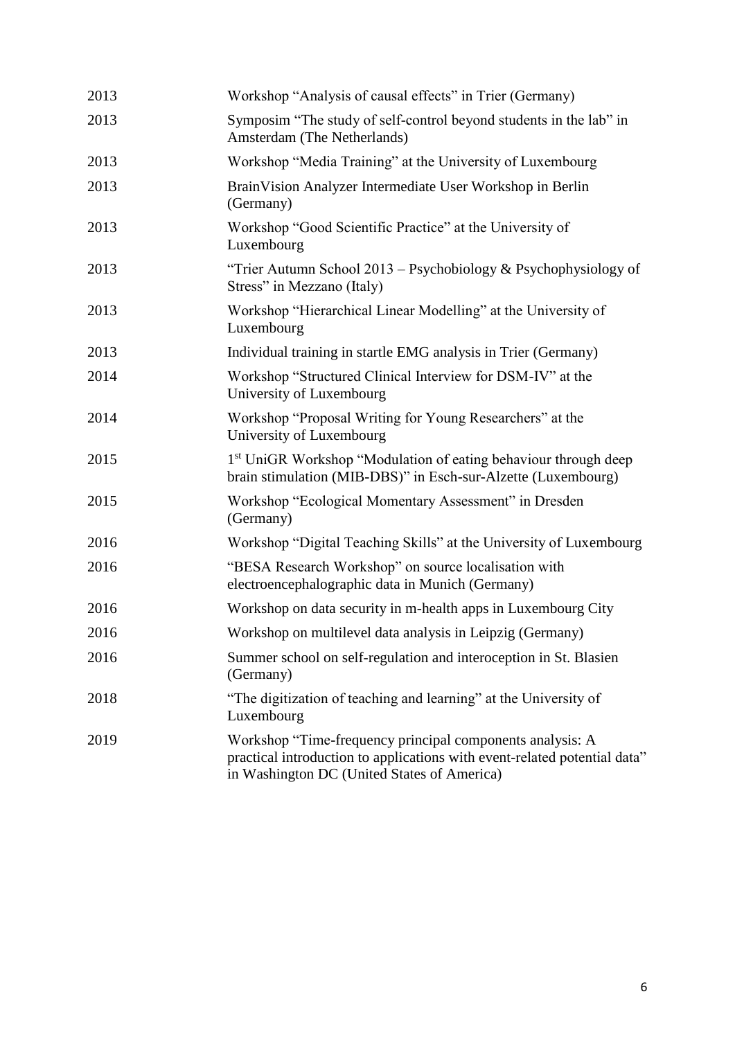| | |
|---|---|
| 2013 | Workshop "Analysis of causal effects" in Trier (Germany) |
| 2013 | Symposim "The study of self-control beyond students in the lab" in Amsterdam (The Netherlands) |
| 2013 | Workshop "Media Training" at the University of Luxembourg |
| 2013 | BrainVision Analyzer Intermediate User Workshop in Berlin (Germany) |
| 2013 | Workshop "Good Scientific Practice" at the University of Luxembourg |
| 2013 | "Trier Autumn School 2013 – Psychobiology & Psychophysiology of Stress" in Mezzano (Italy) |
| 2013 | Workshop "Hierarchical Linear Modelling" at the University of Luxembourg |
| 2013 | Individual training in startle EMG analysis in Trier (Germany) |
| 2014 | Workshop "Structured Clinical Interview for DSM-IV" at the University of Luxembourg |
| 2014 | Workshop "Proposal Writing for Young Researchers" at the University of Luxembourg |
| 2015 | 1st UniGR Workshop "Modulation of eating behaviour through deep brain stimulation (MIB-DBS)" in Esch-sur-Alzette (Luxembourg) |
| 2015 | Workshop "Ecological Momentary Assessment" in Dresden (Germany) |
| 2016 | Workshop "Digital Teaching Skills" at the University of Luxembourg |
| 2016 | "BESA Research Workshop" on source localisation with electroencephalographic data in Munich (Germany) |
| 2016 | Workshop on data security in m-health apps in Luxembourg City |
| 2016 | Workshop on multilevel data analysis in Leipzig (Germany) |
| 2016 | Summer school on self-regulation and interoception in St. Blasien (Germany) |
| 2018 | "The digitization of teaching and learning" at the University of Luxembourg |
| 2019 | Workshop "Time-frequency principal components analysis: A practical introduction to applications with event-related potential data" in Washington DC (United States of America) |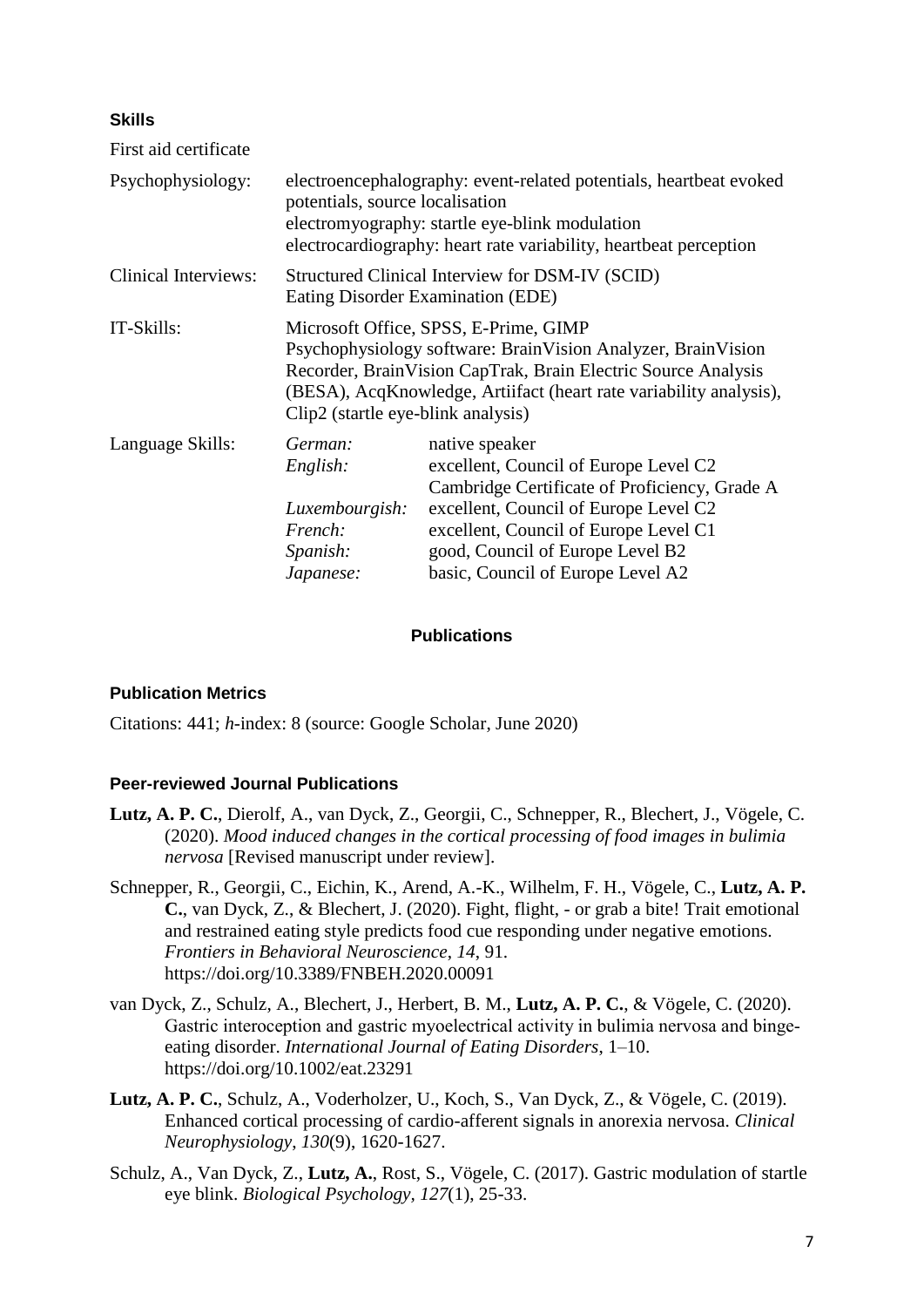### Skills

First aid certificate

| | |
|---|---|
| Psychophysiology: | electroencephalography: event-related potentials, heartbeat evoked potentials, source localisation<br>electromyography: startle eye-blink modulation<br>electrocardiography: heart rate variability, heartbeat perception |
| Clinical Interviews: | Structured Clinical Interview for DSM-IV (SCID)<br>Eating Disorder Examination (EDE) |
| IT-Skills: | Microsoft Office, SPSS, E-Prime, GIMP<br>Psychophysiology software: BrainVision Analyzer, BrainVision Recorder, BrainVision CapTrak, Brain Electric Source Analysis (BESA), AcqKnowledge, Artiifact (heart rate variability analysis), Clip2 (startle eye-blink analysis) |

| | | |
|---|---|---|
| Language Skills: | *German:* | native speaker |
| | *English:* | excellent, Council of Europe Level C2<br>Cambridge Certificate of Proficiency, Grade A |
| | *Luxembourgish:* | excellent, Council of Europe Level C2 |
| | *French:* | excellent, Council of Europe Level C1 |
| | *Spanish:* | good, Council of Europe Level B2 |
| | *Japanese:* | basic, Council of Europe Level A2 |

## Publications

### Publication Metrics

Citations: 441; *h*-index: 8 (source: Google Scholar, June 2020)

### Peer-reviewed Journal Publications

**Lutz, A. P. C.**, Dierolf, A., van Dyck, Z., Georgii, C., Schnepper, R., Blechert, J., Vögele, C. (2020). *Mood induced changes in the cortical processing of food images in bulimia nervosa* [Revised manuscript under review].

Schnepper, R., Georgii, C., Eichin, K., Arend, A.-K., Wilhelm, F. H., Vögele, C., **Lutz, A. P. C.**, van Dyck, Z., & Blechert, J. (2020). Fight, flight, - or grab a bite! Trait emotional and restrained eating style predicts food cue responding under negative emotions. *Frontiers in Behavioral Neuroscience*, *14*, 91. https://doi.org/10.3389/FNBEH.2020.00091

van Dyck, Z., Schulz, A., Blechert, J., Herbert, B. M., **Lutz, A. P. C.**, & Vögele, C. (2020). Gastric interoception and gastric myoelectrical activity in bulimia nervosa and binge-eating disorder. *International Journal of Eating Disorders*, 1–10. https://doi.org/10.1002/eat.23291

**Lutz, A. P. C.**, Schulz, A., Voderholzer, U., Koch, S., Van Dyck, Z., & Vögele, C. (2019). Enhanced cortical processing of cardio-afferent signals in anorexia nervosa. *Clinical Neurophysiology*, *130*(9), 1620-1627.

Schulz, A., Van Dyck, Z., **Lutz, A.**, Rost, S., Vögele, C. (2017). Gastric modulation of startle eye blink. *Biological Psychology*, *127*(1), 25-33.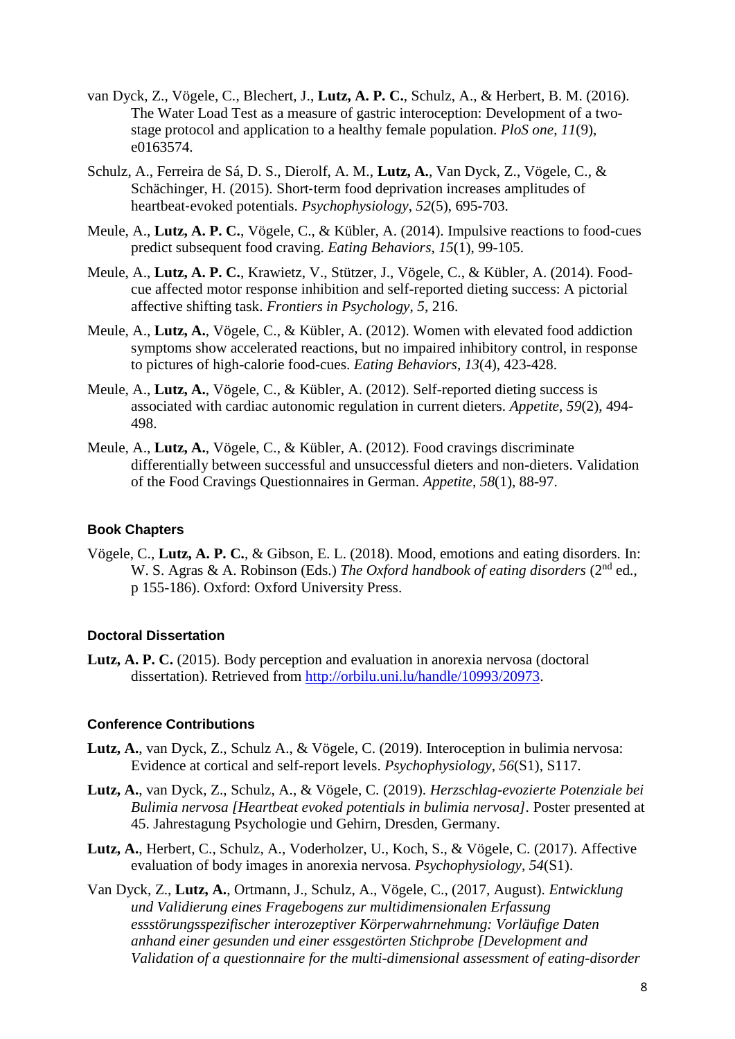van Dyck, Z., Vögele, C., Blechert, J., **Lutz, A. P. C.**, Schulz, A., & Herbert, B. M. (2016). The Water Load Test as a measure of gastric interoception: Development of a two-stage protocol and application to a healthy female population. *PloS one*, *11*(9), e0163574.

Schulz, A., Ferreira de Sá, D. S., Dierolf, A. M., **Lutz, A.**, Van Dyck, Z., Vögele, C., & Schächinger, H. (2015). Short-term food deprivation increases amplitudes of heartbeat-evoked potentials. *Psychophysiology*, *52*(5), 695-703.

Meule, A., **Lutz, A. P. C.**, Vögele, C., & Kübler, A. (2014). Impulsive reactions to food-cues predict subsequent food craving. *Eating Behaviors*, *15*(1), 99-105.

Meule, A., **Lutz, A. P. C.**, Krawietz, V., Stützer, J., Vögele, C., & Kübler, A. (2014). Food-cue affected motor response inhibition and self-reported dieting success: A pictorial affective shifting task. *Frontiers in Psychology*, *5*, 216.

Meule, A., **Lutz, A.**, Vögele, C., & Kübler, A. (2012). Women with elevated food addiction symptoms show accelerated reactions, but no impaired inhibitory control, in response to pictures of high-calorie food-cues. *Eating Behaviors*, *13*(4), 423-428.

Meule, A., **Lutz, A.**, Vögele, C., & Kübler, A. (2012). Self-reported dieting success is associated with cardiac autonomic regulation in current dieters. *Appetite*, *59*(2), 494-498.

Meule, A., **Lutz, A.**, Vögele, C., & Kübler, A. (2012). Food cravings discriminate differentially between successful and unsuccessful dieters and non-dieters. Validation of the Food Cravings Questionnaires in German. *Appetite*, *58*(1), 88-97.

### Book Chapters

Vögele, C., **Lutz, A. P. C.**, & Gibson, E. L. (2018). Mood, emotions and eating disorders. In: W. S. Agras & A. Robinson (Eds.) *The Oxford handbook of eating disorders* (2nd ed., p 155-186). Oxford: Oxford University Press.

### Doctoral Dissertation

**Lutz, A. P. C.** (2015). Body perception and evaluation in anorexia nervosa (doctoral dissertation). Retrieved from http://orbilu.uni.lu/handle/10993/20973.

### Conference Contributions

**Lutz, A.**, van Dyck, Z., Schulz A., & Vögele, C. (2019). Interoception in bulimia nervosa: Evidence at cortical and self-report levels. *Psychophysiology*, *56*(S1), S117.

**Lutz, A.**, van Dyck, Z., Schulz, A., & Vögele, C. (2019). *Herzschlag-evozierte Potenziale bei Bulimia nervosa [Heartbeat evoked potentials in bulimia nervosa]*. Poster presented at 45. Jahrestagung Psychologie und Gehirn, Dresden, Germany.

**Lutz, A.**, Herbert, C., Schulz, A., Voderholzer, U., Koch, S., & Vögele, C. (2017). Affective evaluation of body images in anorexia nervosa. *Psychophysiology*, *54*(S1).

Van Dyck, Z., **Lutz, A.**, Ortmann, J., Schulz, A., Vögele, C., (2017, August). *Entwicklung und Validierung eines Fragebogens zur multidimensionalen Erfassung essstörungsspezifischer interozeptiver Körperwahrnehmung: Vorläufige Daten anhand einer gesunden und einer essgestörten Stichprobe [Development and Validation of a questionnaire for the multi-dimensional assessment of eating-disorder*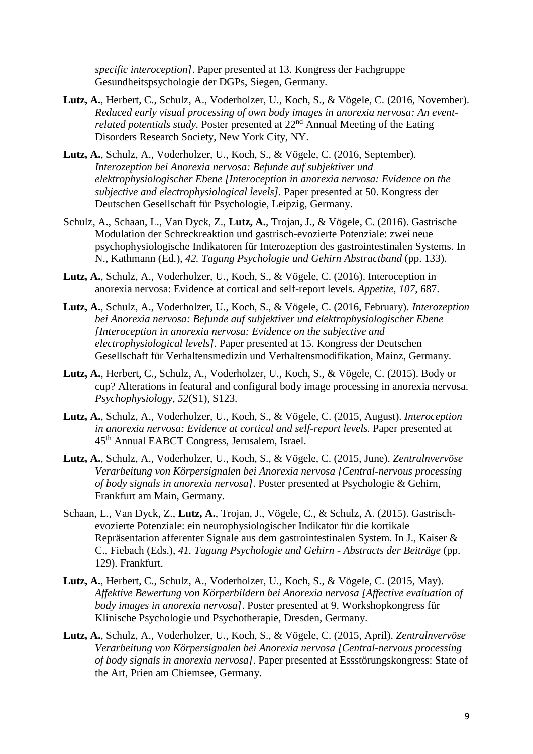*specific interoception]*. Paper presented at 13. Kongress der Fachgruppe Gesundheitspsychologie der DGPs, Siegen, Germany.

**Lutz, A.**, Herbert, C., Schulz, A., Voderholzer, U., Koch, S., & Vögele, C. (2016, November). *Reduced early visual processing of own body images in anorexia nervosa: An event-related potentials study.* Poster presented at 22nd Annual Meeting of the Eating Disorders Research Society, New York City, NY.

**Lutz, A.**, Schulz, A., Voderholzer, U., Koch, S., & Vögele, C. (2016, September). *Interozeption bei Anorexia nervosa: Befunde auf subjektiver und elektrophysiologischer Ebene [Interoception in anorexia nervosa: Evidence on the subjective and electrophysiological levels]*. Paper presented at 50. Kongress der Deutschen Gesellschaft für Psychologie, Leipzig, Germany.

Schulz, A., Schaan, L., Van Dyck, Z., **Lutz, A.**, Trojan, J., & Vögele, C. (2016). Gastrische Modulation der Schreckreaktion und gastrisch-evozierte Potenziale: zwei neue psychophysiologische Indikatoren für Interozeption des gastrointestinalen Systems. In N., Kathmann (Ed.), *42. Tagung Psychologie und Gehirn Abstractband* (pp. 133).

**Lutz, A.**, Schulz, A., Voderholzer, U., Koch, S., & Vögele, C. (2016). Interoception in anorexia nervosa: Evidence at cortical and self-report levels. *Appetite, 107*, 687.

**Lutz, A.**, Schulz, A., Voderholzer, U., Koch, S., & Vögele, C. (2016, February). *Interozeption bei Anorexia nervosa: Befunde auf subjektiver und elektrophysiologischer Ebene [Interoception in anorexia nervosa: Evidence on the subjective and electrophysiological levels]*. Paper presented at 15. Kongress der Deutschen Gesellschaft für Verhaltensmedizin und Verhaltensmodifikation, Mainz, Germany.

**Lutz, A.**, Herbert, C., Schulz, A., Voderholzer, U., Koch, S., & Vögele, C. (2015). Body or cup? Alterations in featural and configural body image processing in anorexia nervosa. *Psychophysiology, 52*(S1), S123.

**Lutz, A.**, Schulz, A., Voderholzer, U., Koch, S., & Vögele, C. (2015, August). *Interoception in anorexia nervosa: Evidence at cortical and self-report levels.* Paper presented at 45th Annual EABCT Congress, Jerusalem, Israel.

**Lutz, A.**, Schulz, A., Voderholzer, U., Koch, S., & Vögele, C. (2015, June). *Zentralnvervöse Verarbeitung von Körpersignalen bei Anorexia nervosa [Central-nervous processing of body signals in anorexia nervosa]*. Poster presented at Psychologie & Gehirn, Frankfurt am Main, Germany.

Schaan, L., Van Dyck, Z., **Lutz, A.**, Trojan, J., Vögele, C., & Schulz, A. (2015). Gastrisch-evozierte Potenziale: ein neurophysiologischer Indikator für die kortikale Repräsentation afferenter Signale aus dem gastrointestinalen System. In J., Kaiser & C., Fiebach (Eds.), *41. Tagung Psychologie und Gehirn - Abstracts der Beiträge* (pp. 129). Frankfurt.

**Lutz, A.**, Herbert, C., Schulz, A., Voderholzer, U., Koch, S., & Vögele, C. (2015, May). *Affektive Bewertung von Körperbildern bei Anorexia nervosa [Affective evaluation of body images in anorexia nervosa]*. Poster presented at 9. Workshopkongress für Klinische Psychologie und Psychotherapie, Dresden, Germany.

**Lutz, A.**, Schulz, A., Voderholzer, U., Koch, S., & Vögele, C. (2015, April). *Zentralnvervöse Verarbeitung von Körpersignalen bei Anorexia nervosa [Central-nervous processing of body signals in anorexia nervosa]*. Paper presented at Essstörungskongress: State of the Art, Prien am Chiemsee, Germany.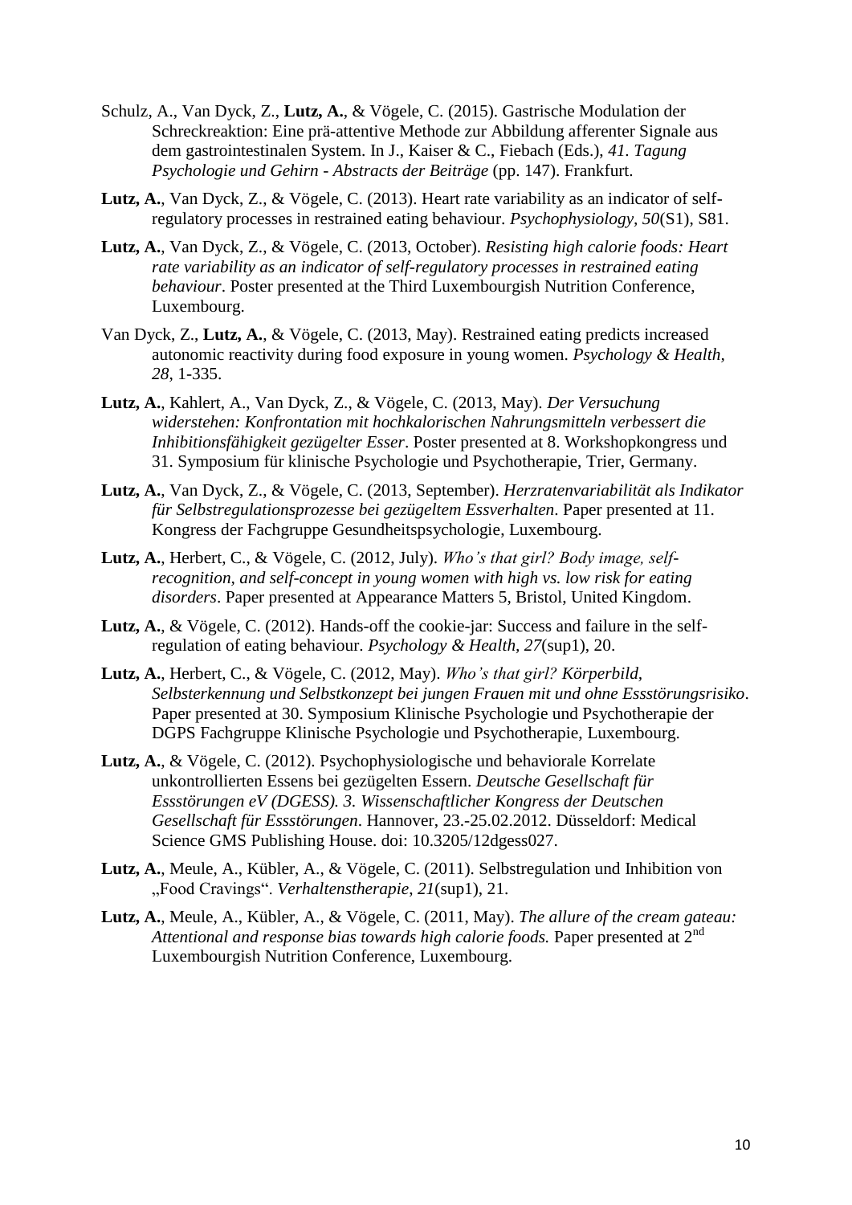Schulz, A., Van Dyck, Z., **Lutz, A.**, & Vögele, C. (2015). Gastrische Modulation der Schreckreaktion: Eine prä-attentive Methode zur Abbildung afferenter Signale aus dem gastrointestinalen System. In J., Kaiser & C., Fiebach (Eds.), *41. Tagung Psychologie und Gehirn - Abstracts der Beiträge* (pp. 147). Frankfurt.

**Lutz, A.**, Van Dyck, Z., & Vögele, C. (2013). Heart rate variability as an indicator of self-regulatory processes in restrained eating behaviour. *Psychophysiology, 50*(S1), S81.

**Lutz, A.**, Van Dyck, Z., & Vögele, C. (2013, October). *Resisting high calorie foods: Heart rate variability as an indicator of self-regulatory processes in restrained eating behaviour*. Poster presented at the Third Luxembourgish Nutrition Conference, Luxembourg.

Van Dyck, Z., **Lutz, A.**, & Vögele, C. (2013, May). Restrained eating predicts increased autonomic reactivity during food exposure in young women. *Psychology & Health, 28*, 1-335.

**Lutz, A.**, Kahlert, A., Van Dyck, Z., & Vögele, C. (2013, May). *Der Versuchung widerstehen: Konfrontation mit hochkalorischen Nahrungsmitteln verbessert die Inhibitionsfähigkeit gezügelter Esser*. Poster presented at 8. Workshopkongress und 31. Symposium für klinische Psychologie und Psychotherapie, Trier, Germany.

**Lutz, A.**, Van Dyck, Z., & Vögele, C. (2013, September). *Herzratenvariabilität als Indikator für Selbstregulationsprozesse bei gezügeltem Essverhalten*. Paper presented at 11. Kongress der Fachgruppe Gesundheitspsychologie, Luxembourg.

**Lutz, A.**, Herbert, C., & Vögele, C. (2012, July). *Who's that girl? Body image, self-recognition, and self-concept in young women with high vs. low risk for eating disorders*. Paper presented at Appearance Matters 5, Bristol, United Kingdom.

**Lutz, A.**, & Vögele, C. (2012). Hands-off the cookie-jar: Success and failure in the self-regulation of eating behaviour. *Psychology & Health, 27*(sup1), 20.

**Lutz, A.**, Herbert, C., & Vögele, C. (2012, May). *Who's that girl? Körperbild, Selbsterkennung und Selbstkonzept bei jungen Frauen mit und ohne Essstörungsrisiko*. Paper presented at 30. Symposium Klinische Psychologie und Psychotherapie der DGPS Fachgruppe Klinische Psychologie und Psychotherapie, Luxembourg.

**Lutz, A.**, & Vögele, C. (2012). Psychophysiologische und behaviorale Korrelate unkontrollierten Essens bei gezügelten Essern. *Deutsche Gesellschaft für Essstörungen eV (DGESS). 3. Wissenschaftlicher Kongress der Deutschen Gesellschaft für Essstörungen*. Hannover, 23.-25.02.2012. Düsseldorf: Medical Science GMS Publishing House. doi: 10.3205/12dgess027.

**Lutz, A.**, Meule, A., Kübler, A., & Vögele, C. (2011). Selbstregulation und Inhibition von „Food Cravings". *Verhaltenstherapie, 21*(sup1), 21.

**Lutz, A.**, Meule, A., Kübler, A., & Vögele, C. (2011, May). *The allure of the cream gateau: Attentional and response bias towards high calorie foods.* Paper presented at 2nd Luxembourgish Nutrition Conference, Luxembourg.